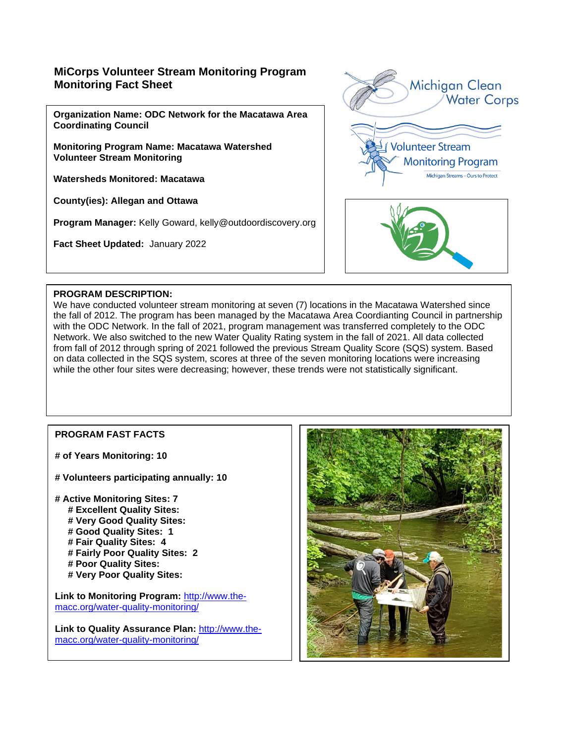## MiCorps Volunteer Stream Monitoring Program Monitoring Fact Sheet

**Organization Name: ODC Network for the Macatawa Area Coordinating Council**

**Monitoring Program Name: Macatawa Watershed Volunteer Stream Monitoring**

**Watersheds Monitored: Macatawa**

**County(ies): Allegan and Ottawa**

**Program Manager:** Kelly Goward, kelly@outdoordiscovery.org

**Fact Sheet Updated:** January 2022

**PROGRAM DESCRIPTION:**
We have conducted volunteer stream monitoring at seven (7) locations in the Macatawa Watershed since the fall of 2012. The program has been managed by the Macatawa Area Coordianting Council in partnership with the ODC Network. In the fall of 2021, program management was transferred completely to the ODC Network. We also switched to the new Water Quality Rating system in the fall of 2021. All data collected from fall of 2012 through spring of 2021 followed the previous Stream Quality Score (SQS) system. Based on data collected in the SQS system, scores at three of the seven monitoring locations were increasing while the other four sites were decreasing; however, these trends were not statistically significant.

**PROGRAM FAST FACTS**

**# of Years Monitoring: 10**

**# Volunteers participating annually: 10**

**# Active Monitoring Sites: 7**
- **# Excellent Quality Sites:**
- **# Very Good Quality Sites:**
- **# Good Quality Sites: 1**
- **# Fair Quality Sites: 4**
- **# Fairly Poor Quality Sites: 2**
- **# Poor Quality Sites:**
- **# Very Poor Quality Sites:**

**Link to Monitoring Program:** [http://www.the-macc.org/water-quality-monitoring/](http://www.the-macc.org/water-quality-monitoring/)

**Link to Quality Assurance Plan:** [http://www.the-macc.org/water-quality-monitoring/](http://www.the-macc.org/water-quality-monitoring/)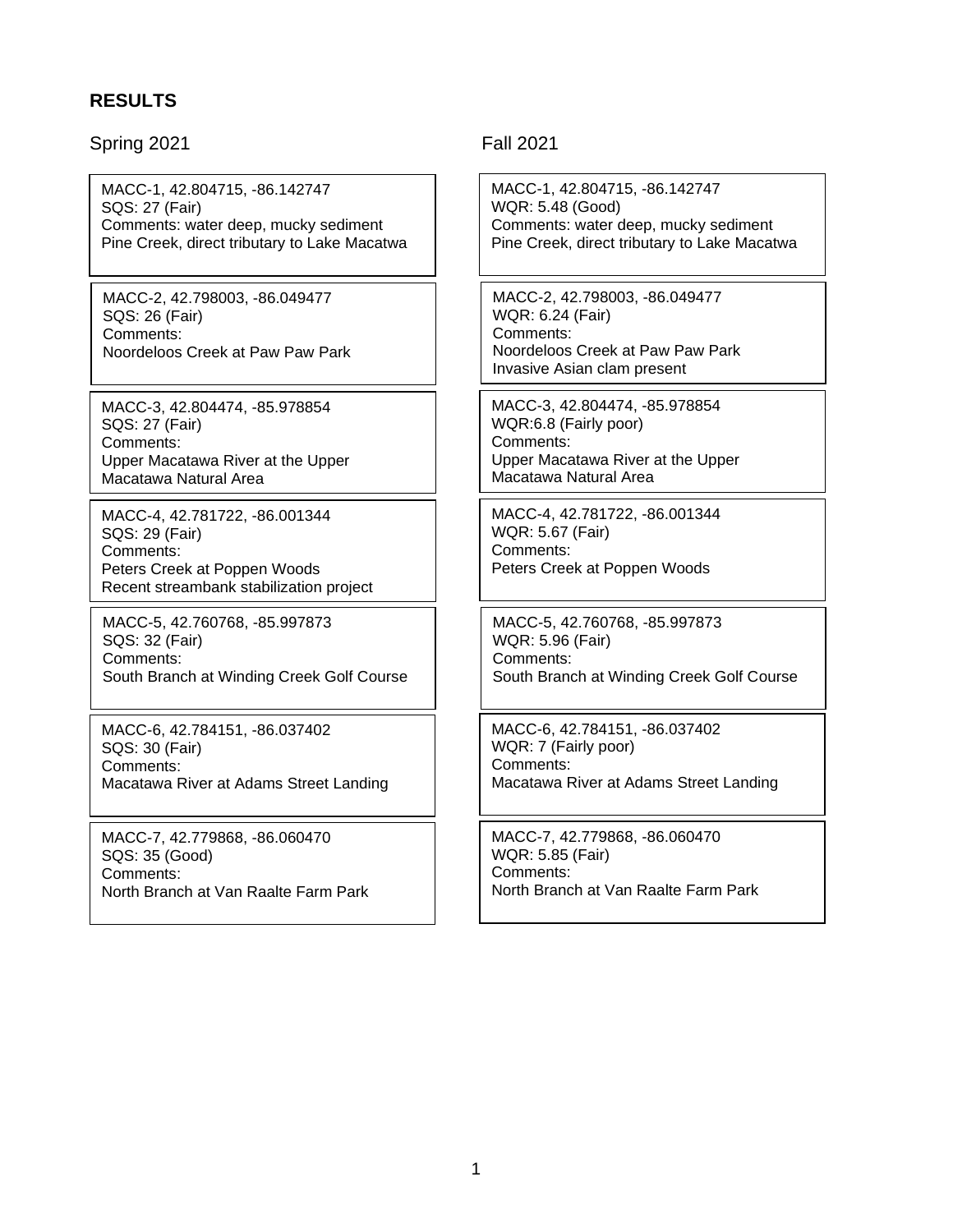## RESULTS

### Spring 2021

MACC-1, 42.804715, -86.142747
SQS: 27 (Fair)
Comments: water deep, mucky sediment
Pine Creek, direct tributary to Lake Macatwa

MACC-2, 42.798003, -86.049477
SQS: 26 (Fair)
Comments:
Noordeloos Creek at Paw Paw Park

MACC-3, 42.804474, -85.978854
SQS: 27 (Fair)
Comments:
Upper Macatawa River at the Upper Macatawa Natural Area

MACC-4, 42.781722, -86.001344
SQS: 29 (Fair)
Comments:
Peters Creek at Poppen Woods
Recent streambank stabilization project

MACC-5, 42.760768, -85.997873
SQS: 32 (Fair)
Comments:
South Branch at Winding Creek Golf Course

MACC-6, 42.784151, -86.037402
SQS: 30 (Fair)
Comments:
Macatawa River at Adams Street Landing

MACC-7, 42.779868, -86.060470
SQS: 35 (Good)
Comments:
North Branch at Van Raalte Farm Park

### Fall 2021

MACC-1, 42.804715, -86.142747
WQR: 5.48 (Good)
Comments: water deep, mucky sediment
Pine Creek, direct tributary to Lake Macatwa

MACC-2, 42.798003, -86.049477
WQR: 6.24 (Fair)
Comments:
Noordeloos Creek at Paw Paw Park
Invasive Asian clam present

MACC-3, 42.804474, -85.978854
WQR:6.8 (Fairly poor)
Comments:
Upper Macatawa River at the Upper Macatawa Natural Area

MACC-4, 42.781722, -86.001344
WQR: 5.67 (Fair)
Comments:
Peters Creek at Poppen Woods

MACC-5, 42.760768, -85.997873
WQR: 5.96 (Fair)
Comments:
South Branch at Winding Creek Golf Course

MACC-6, 42.784151, -86.037402
WQR: 7 (Fairly poor)
Comments:
Macatawa River at Adams Street Landing

MACC-7, 42.779868, -86.060470
WQR: 5.85 (Fair)
Comments:
North Branch at Van Raalte Farm Park